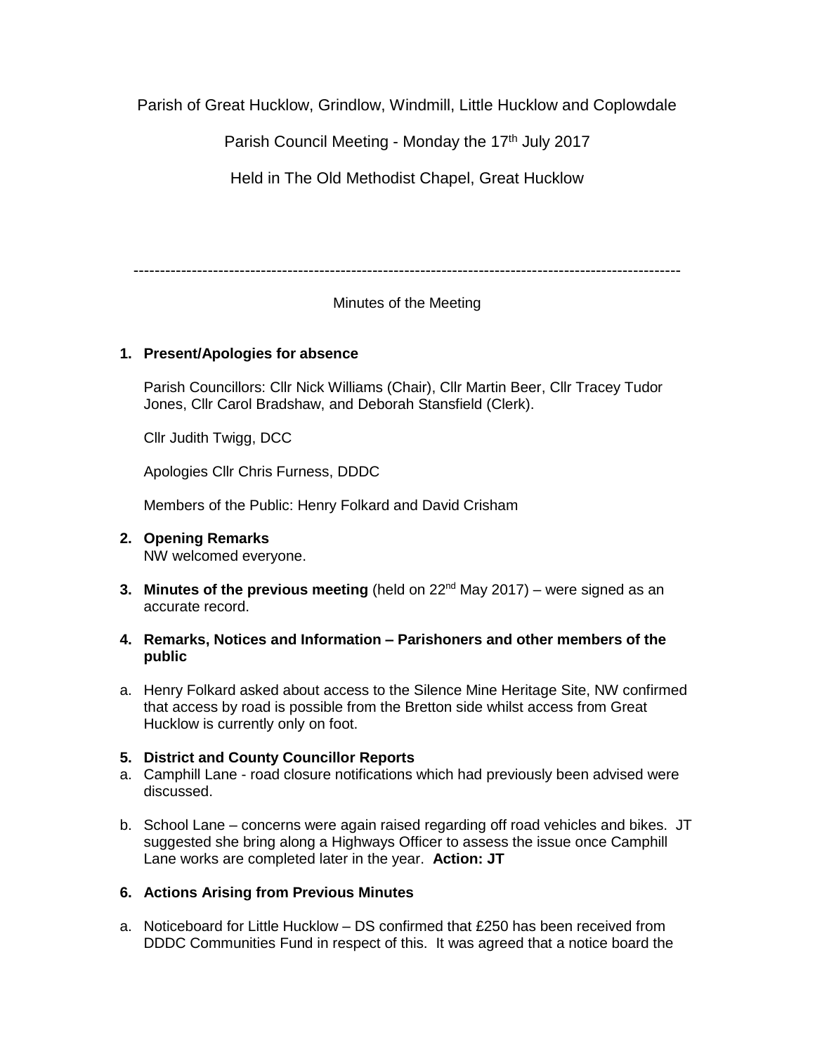Parish of Great Hucklow, Grindlow, Windmill, Little Hucklow and Coplowdale

Parish Council Meeting - Monday the 17th July 2017

Held in The Old Methodist Chapel, Great Hucklow

---

Minutes of the Meeting

1. **Present/Apologies for absence**

   Parish Councillors: Cllr Nick Williams (Chair), Cllr Martin Beer, Cllr Tracey Tudor Jones, Cllr Carol Bradshaw, and Deborah Stansfield (Clerk).

   Cllr Judith Twigg, DCC

   Apologies Cllr Chris Furness, DDDC

   Members of the Public: Henry Folkard and David Crisham

2. **Opening Remarks**
   NW welcomed everyone.

3. **Minutes of the previous meeting** (held on 22nd May 2017) – were signed as an accurate record.

4. **Remarks, Notices and Information – Parishoners and other members of the public**

a. Henry Folkard asked about access to the Silence Mine Heritage Site, NW confirmed that access by road is possible from the Bretton side whilst access from Great Hucklow is currently only on foot.

5. **District and County Councillor Reports**

a. Camphill Lane - road closure notifications which had previously been advised were discussed.

b. School Lane – concerns were again raised regarding off road vehicles and bikes. JT suggested she bring along a Highways Officer to assess the issue once Camphill Lane works are completed later in the year. **Action: JT**

6. **Actions Arising from Previous Minutes**

a. Noticeboard for Little Hucklow – DS confirmed that £250 has been received from DDDC Communities Fund in respect of this. It was agreed that a notice board the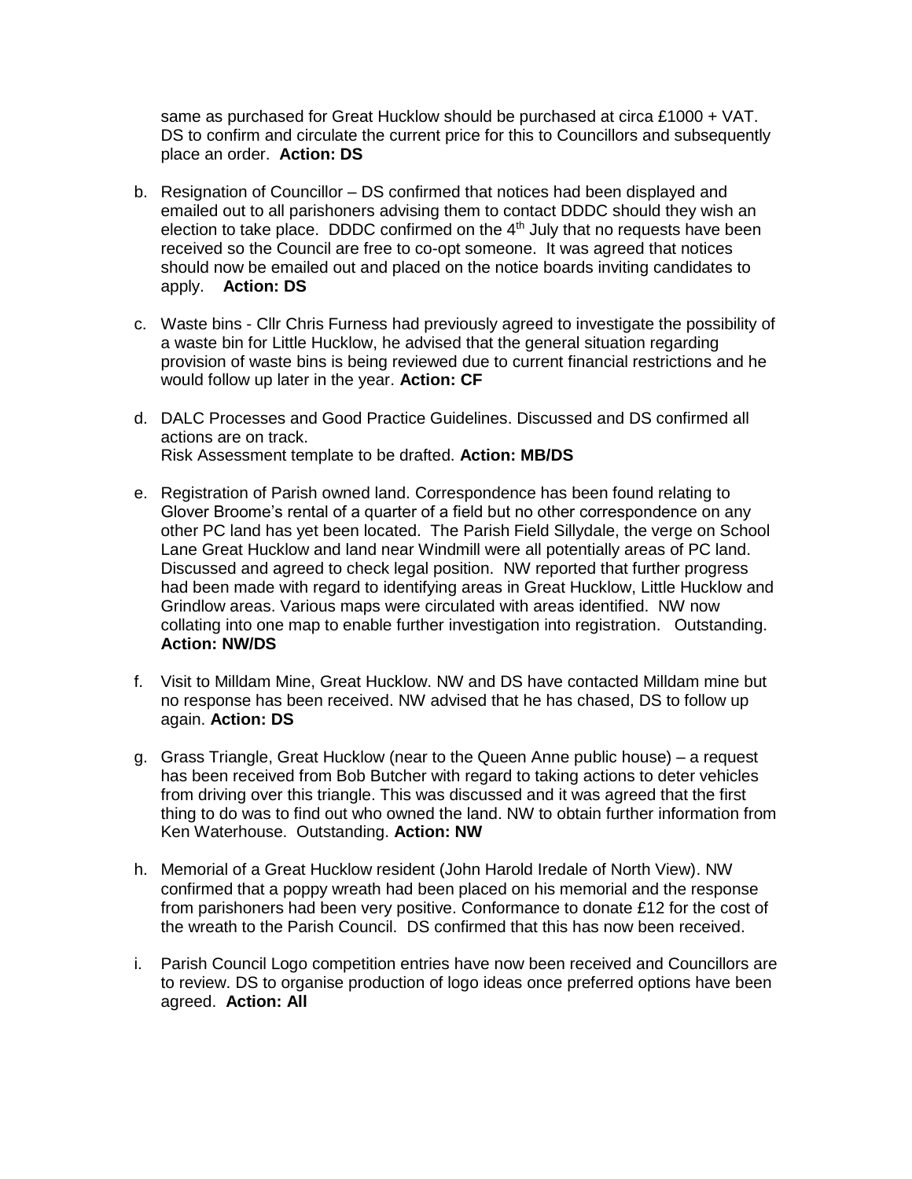same as purchased for Great Hucklow should be purchased at circa £1000 + VAT. DS to confirm and circulate the current price for this to Councillors and subsequently place an order. **Action: DS**

b. Resignation of Councillor – DS confirmed that notices had been displayed and emailed out to all parishoners advising them to contact DDDC should they wish an election to take place. DDDC confirmed on the 4th July that no requests have been received so the Council are free to co-opt someone. It was agreed that notices should now be emailed out and placed on the notice boards inviting candidates to apply. **Action: DS**

c. Waste bins - Cllr Chris Furness had previously agreed to investigate the possibility of a waste bin for Little Hucklow, he advised that the general situation regarding provision of waste bins is being reviewed due to current financial restrictions and he would follow up later in the year. **Action: CF**

d. DALC Processes and Good Practice Guidelines. Discussed and DS confirmed all actions are on track.
Risk Assessment template to be drafted. **Action: MB/DS**

e. Registration of Parish owned land. Correspondence has been found relating to Glover Broome's rental of a quarter of a field but no other correspondence on any other PC land has yet been located. The Parish Field Sillydale, the verge on School Lane Great Hucklow and land near Windmill were all potentially areas of PC land. Discussed and agreed to check legal position. NW reported that further progress had been made with regard to identifying areas in Great Hucklow, Little Hucklow and Grindlow areas. Various maps were circulated with areas identified. NW now collating into one map to enable further investigation into registration. Outstanding. **Action: NW/DS**

f. Visit to Milldam Mine, Great Hucklow. NW and DS have contacted Milldam mine but no response has been received. NW advised that he has chased, DS to follow up again. **Action: DS**

g. Grass Triangle, Great Hucklow (near to the Queen Anne public house) – a request has been received from Bob Butcher with regard to taking actions to deter vehicles from driving over this triangle. This was discussed and it was agreed that the first thing to do was to find out who owned the land. NW to obtain further information from Ken Waterhouse. Outstanding. **Action: NW**

h. Memorial of a Great Hucklow resident (John Harold Iredale of North View). NW confirmed that a poppy wreath had been placed on his memorial and the response from parishoners had been very positive. Conformance to donate £12 for the cost of the wreath to the Parish Council. DS confirmed that this has now been received.

i. Parish Council Logo competition entries have now been received and Councillors are to review. DS to organise production of logo ideas once preferred options have been agreed. **Action: All**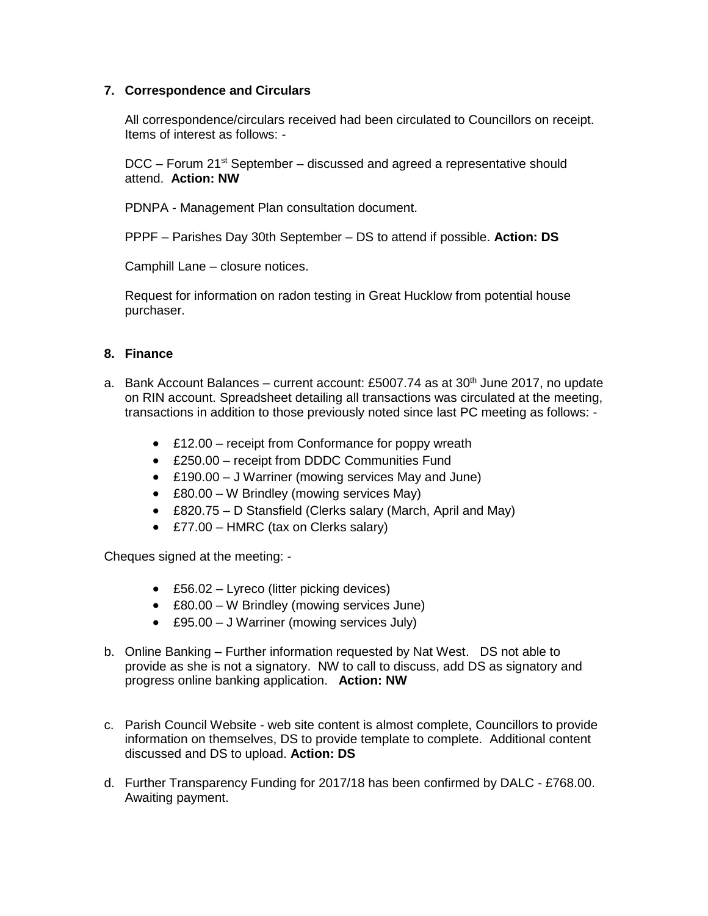## 7. Correspondence and Circulars

All correspondence/circulars received had been circulated to Councillors on receipt. Items of interest as follows: -

DCC – Forum 21st September – discussed and agreed a representative should attend. **Action: NW**

PDNPA - Management Plan consultation document.

PPPF – Parishes Day 30th September – DS to attend if possible. **Action: DS**

Camphill Lane – closure notices.

Request for information on radon testing in Great Hucklow from potential house purchaser.

## 8. Finance

a. Bank Account Balances – current account: £5007.74 as at 30th June 2017, no update on RIN account. Spreadsheet detailing all transactions was circulated at the meeting, transactions in addition to those previously noted since last PC meeting as follows: -

- £12.00 – receipt from Conformance for poppy wreath
- £250.00 – receipt from DDDC Communities Fund
- £190.00 – J Warriner (mowing services May and June)
- £80.00 – W Brindley (mowing services May)
- £820.75 – D Stansfield (Clerks salary (March, April and May)
- £77.00 – HMRC (tax on Clerks salary)

Cheques signed at the meeting: -

- £56.02 – Lyreco (litter picking devices)
- £80.00 – W Brindley (mowing services June)
- £95.00 – J Warriner (mowing services July)

b. Online Banking – Further information requested by Nat West. DS not able to provide as she is not a signatory. NW to call to discuss, add DS as signatory and progress online banking application. **Action: NW**

c. Parish Council Website - web site content is almost complete, Councillors to provide information on themselves, DS to provide template to complete. Additional content discussed and DS to upload. **Action: DS**

d. Further Transparency Funding for 2017/18 has been confirmed by DALC - £768.00. Awaiting payment.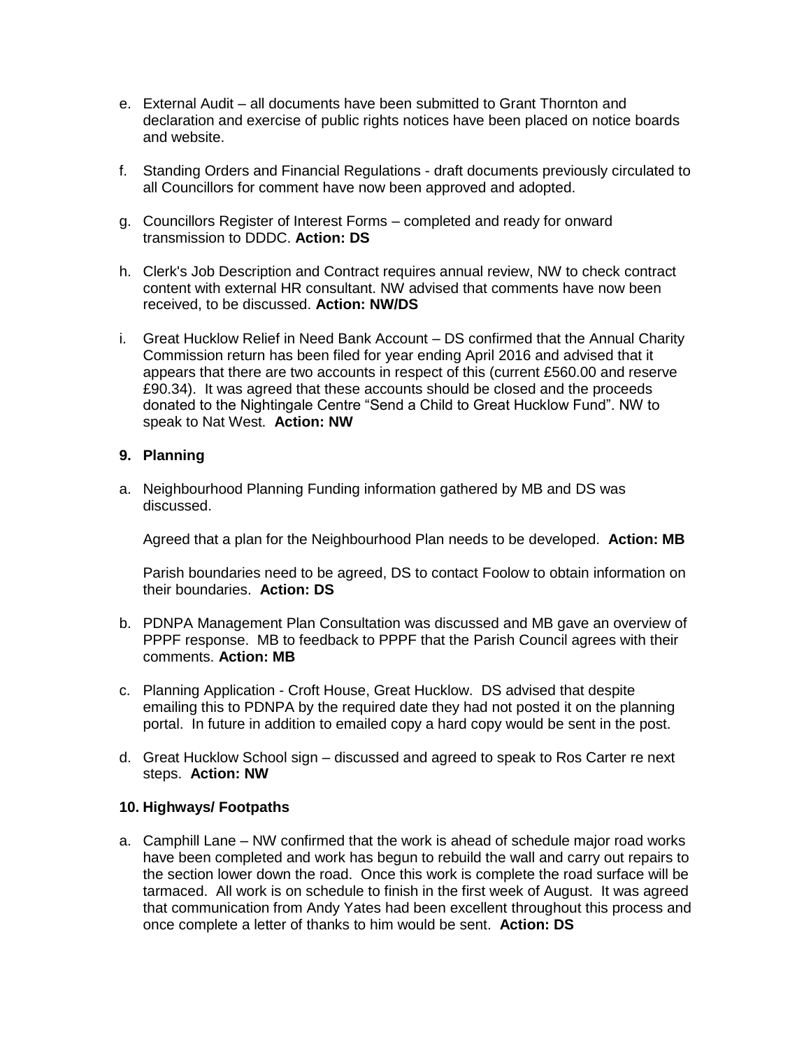e. External Audit – all documents have been submitted to Grant Thornton and declaration and exercise of public rights notices have been placed on notice boards and website.

f. Standing Orders and Financial Regulations - draft documents previously circulated to all Councillors for comment have now been approved and adopted.

g. Councillors Register of Interest Forms – completed and ready for onward transmission to DDDC. **Action: DS**

h. Clerk's Job Description and Contract requires annual review, NW to check contract content with external HR consultant. NW advised that comments have now been received, to be discussed. **Action: NW/DS**

i. Great Hucklow Relief in Need Bank Account – DS confirmed that the Annual Charity Commission return has been filed for year ending April 2016 and advised that it appears that there are two accounts in respect of this (current £560.00 and reserve £90.34). It was agreed that these accounts should be closed and the proceeds donated to the Nightingale Centre "Send a Child to Great Hucklow Fund". NW to speak to Nat West. **Action: NW**

## 9. Planning

a. Neighbourhood Planning Funding information gathered by MB and DS was discussed.

   Agreed that a plan for the Neighbourhood Plan needs to be developed. **Action: MB**

   Parish boundaries need to be agreed, DS to contact Foolow to obtain information on their boundaries. **Action: DS**

b. PDNPA Management Plan Consultation was discussed and MB gave an overview of PPPF response. MB to feedback to PPPF that the Parish Council agrees with their comments. **Action: MB**

c. Planning Application - Croft House, Great Hucklow. DS advised that despite emailing this to PDNPA by the required date they had not posted it on the planning portal. In future in addition to emailed copy a hard copy would be sent in the post.

d. Great Hucklow School sign – discussed and agreed to speak to Ros Carter re next steps. **Action: NW**

## 10. Highways/ Footpaths

a. Camphill Lane – NW confirmed that the work is ahead of schedule major road works have been completed and work has begun to rebuild the wall and carry out repairs to the section lower down the road. Once this work is complete the road surface will be tarmaced. All work is on schedule to finish in the first week of August. It was agreed that communication from Andy Yates had been excellent throughout this process and once complete a letter of thanks to him would be sent. **Action: DS**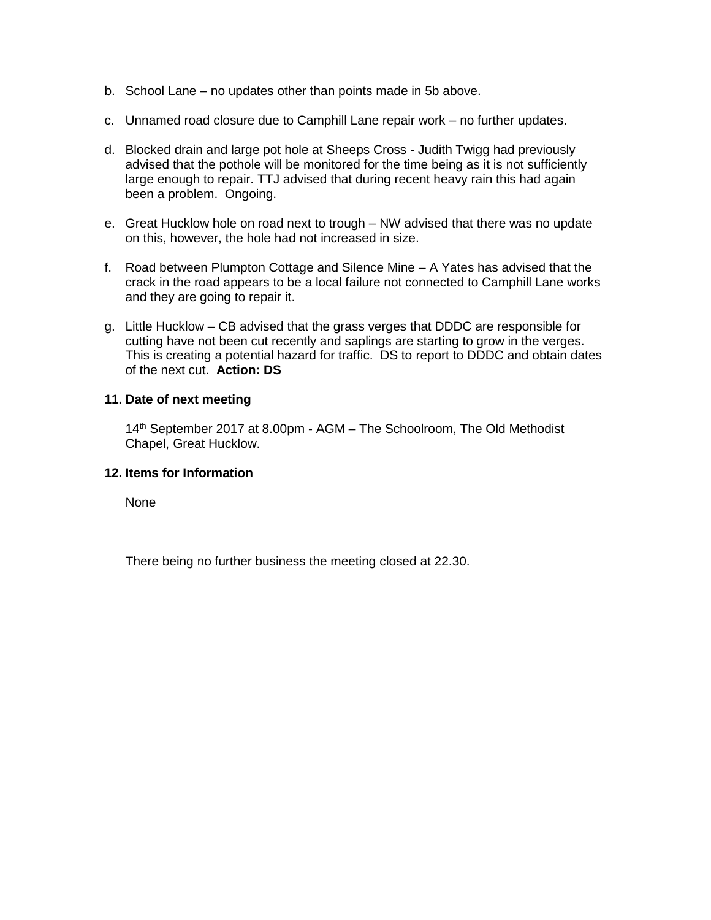b. School Lane – no updates other than points made in 5b above.

c. Unnamed road closure due to Camphill Lane repair work – no further updates.

d. Blocked drain and large pot hole at Sheeps Cross - Judith Twigg had previously advised that the pothole will be monitored for the time being as it is not sufficiently large enough to repair. TTJ advised that during recent heavy rain this had again been a problem. Ongoing.

e. Great Hucklow hole on road next to trough – NW advised that there was no update on this, however, the hole had not increased in size.

f. Road between Plumpton Cottage and Silence Mine – A Yates has advised that the crack in the road appears to be a local failure not connected to Camphill Lane works and they are going to repair it.

g. Little Hucklow – CB advised that the grass verges that DDDC are responsible for cutting have not been cut recently and saplings are starting to grow in the verges. This is creating a potential hazard for traffic. DS to report to DDDC and obtain dates of the next cut. **Action: DS**

**11. Date of next meeting**

14th September 2017 at 8.00pm - AGM – The Schoolroom, The Old Methodist Chapel, Great Hucklow.

**12. Items for Information**

None

There being no further business the meeting closed at 22.30.